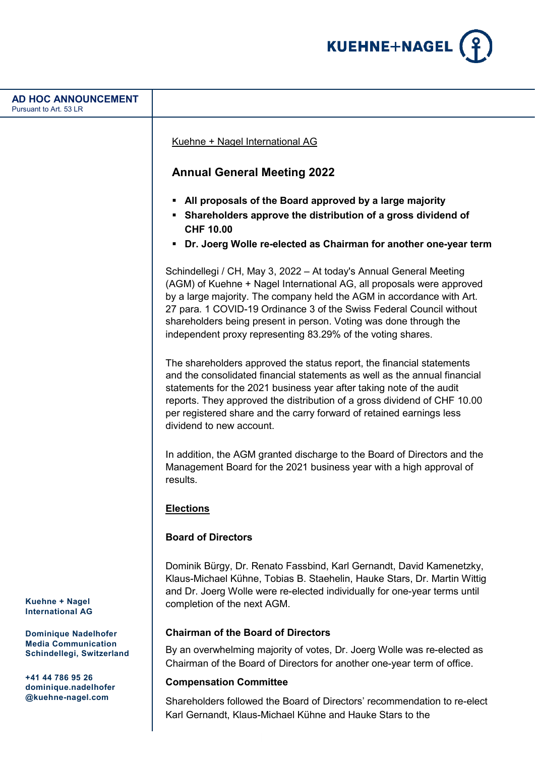**AD HOC ANNOUNCEMENT**
Pursuant to Art. 53 LR

Kuehne + Nagel International AG

## Annual General Meeting 2022

- **All proposals of the Board approved by a large majority**
- **Shareholders approve the distribution of a gross dividend of CHF 10.00**
- **Dr. Joerg Wolle re-elected as Chairman for another one-year term**

Schindellegi / CH, May 3, 2022 – At today's Annual General Meeting (AGM) of Kuehne + Nagel International AG, all proposals were approved by a large majority. The company held the AGM in accordance with Art. 27 para. 1 COVID-19 Ordinance 3 of the Swiss Federal Council without shareholders being present in person. Voting was done through the independent proxy representing 83.29% of the voting shares.

The shareholders approved the status report, the financial statements and the consolidated financial statements as well as the annual financial statements for the 2021 business year after taking note of the audit reports. They approved the distribution of a gross dividend of CHF 10.00 per registered share and the carry forward of retained earnings less dividend to new account.

In addition, the AGM granted discharge to the Board of Directors and the Management Board for the 2021 business year with a high approval of results.

### Elections

#### Board of Directors

Dominik Bürgy, Dr. Renato Fassbind, Karl Gernandt, David Kamenetzky, Klaus-Michael Kühne, Tobias B. Staehelin, Hauke Stars, Dr. Martin Wittig and Dr. Joerg Wolle were re-elected individually for one-year terms until completion of the next AGM.

#### Chairman of the Board of Directors

By an overwhelming majority of votes, Dr. Joerg Wolle was re-elected as Chairman of the Board of Directors for another one-year term of office.

#### Compensation Committee

Shareholders followed the Board of Directors' recommendation to re-elect Karl Gernandt, Klaus-Michael Kühne and Hauke Stars to the

**Kuehne + Nagel International AG**

**Dominique Nadelhofer**
**Media Communication**
**Schindellegi, Switzerland**

**+41 44 786 95 26**
**dominique.nadelhofer@kuehne-nagel.com**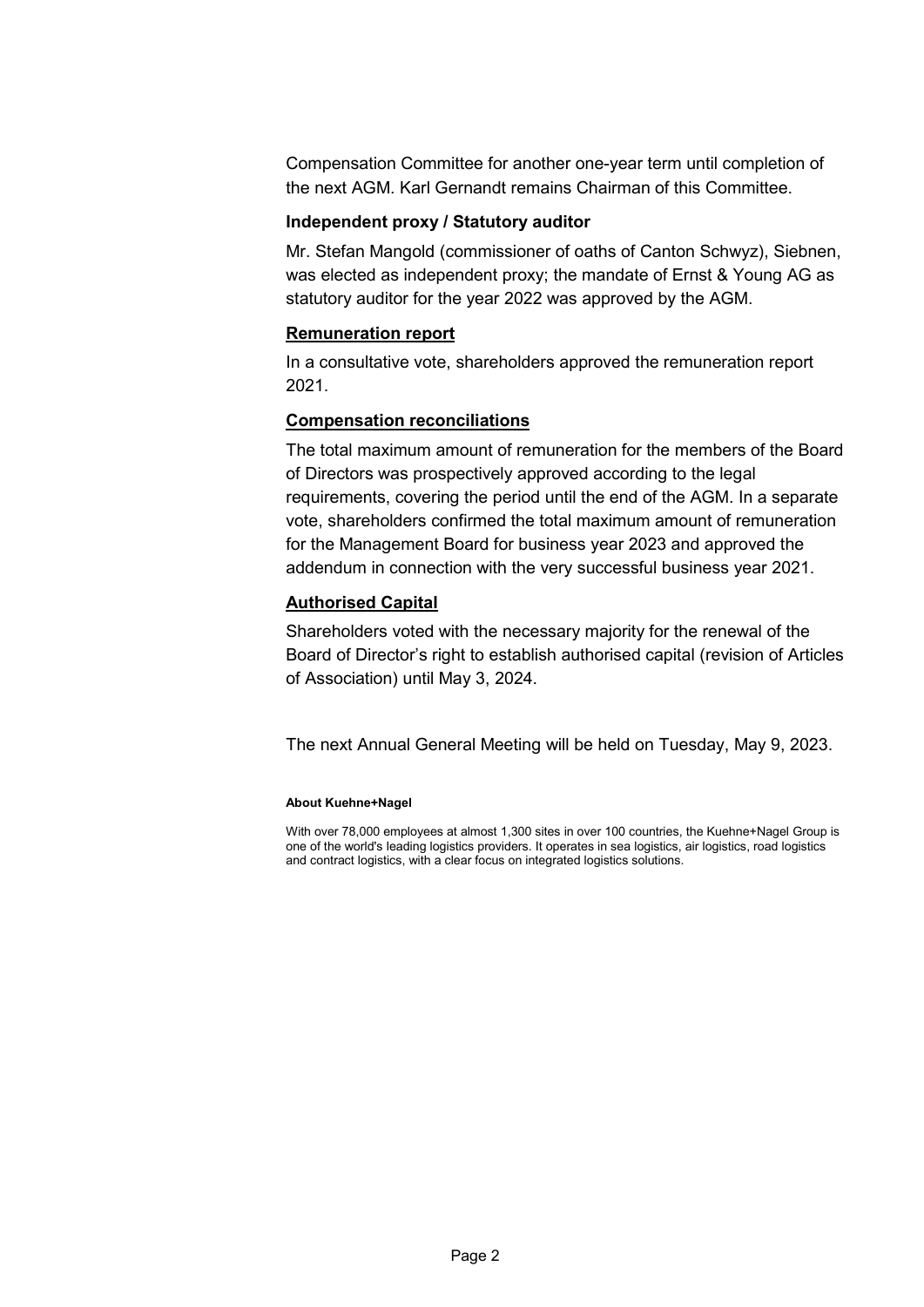Compensation Committee for another one-year term until completion of the next AGM. Karl Gernandt remains Chairman of this Committee.

**Independent proxy / Statutory auditor**

Mr. Stefan Mangold (commissioner of oaths of Canton Schwyz), Siebnen, was elected as independent proxy; the mandate of Ernst & Young AG as statutory auditor for the year 2022 was approved by the AGM.

**Remuneration report**

In a consultative vote, shareholders approved the remuneration report 2021.

**Compensation reconciliations**

The total maximum amount of remuneration for the members of the Board of Directors was prospectively approved according to the legal requirements, covering the period until the end of the AGM. In a separate vote, shareholders confirmed the total maximum amount of remuneration for the Management Board for business year 2023 and approved the addendum in connection with the very successful business year 2021.

**Authorised Capital**

Shareholders voted with the necessary majority for the renewal of the Board of Director's right to establish authorised capital (revision of Articles of Association) until May 3, 2024.

The next Annual General Meeting will be held on Tuesday, May 9, 2023.

**About Kuehne+Nagel**

With over 78,000 employees at almost 1,300 sites in over 100 countries, the Kuehne+Nagel Group is one of the world's leading logistics providers. It operates in sea logistics, air logistics, road logistics and contract logistics, with a clear focus on integrated logistics solutions.